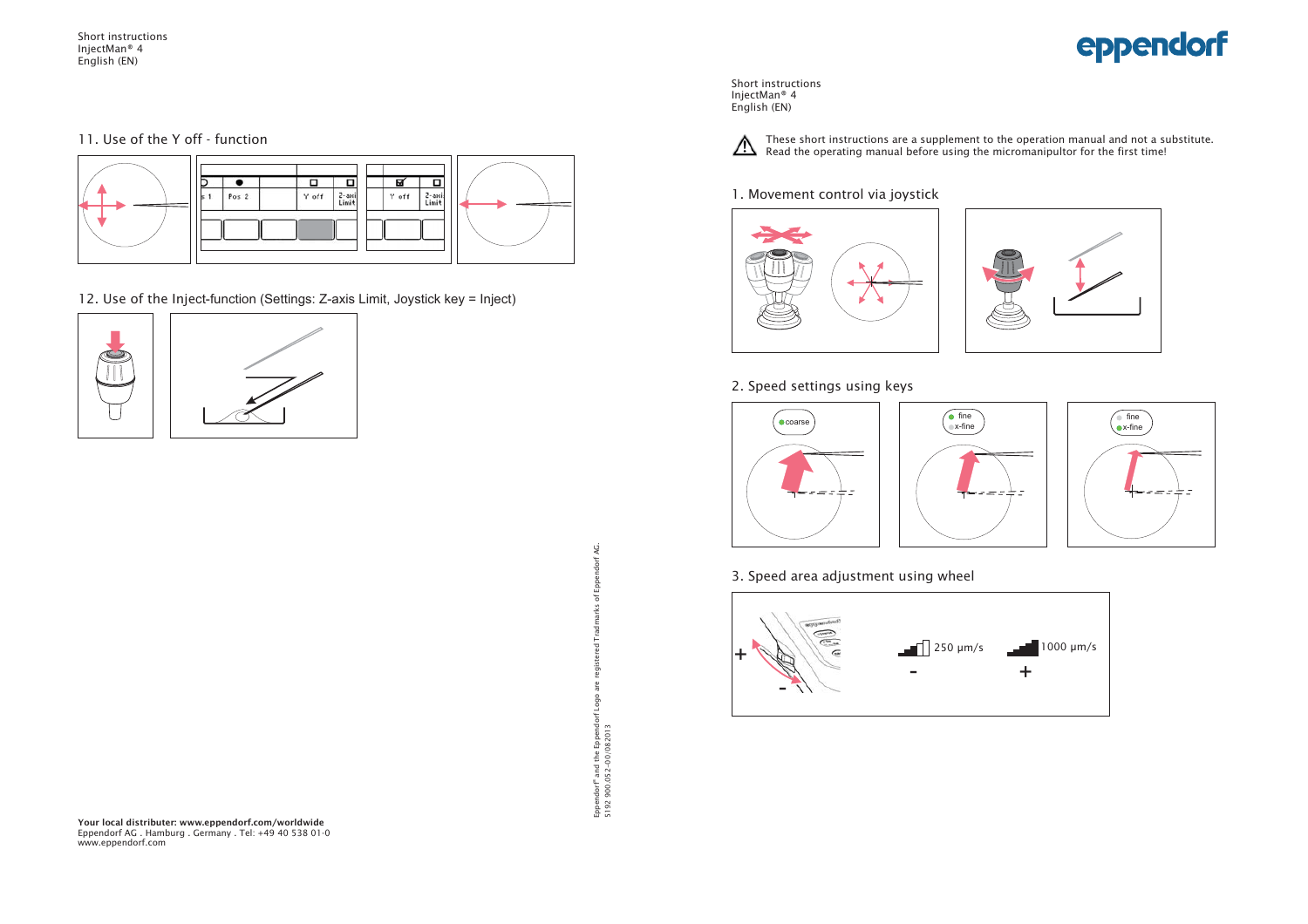## 11. Use of the Y off - function

s 1 | Pos 2 | Y off | Z-axis Limit

Y off | Z-axis Limit

## 12. Use of the Inject-function (Settings: Z-axis Limit, Joystick key = Inject)

**Your local distributer: www.eppendorf.com/worldwide**
Eppendorf AG . Hamburg . Germany . Tel: +49 40 538 01-0
www.eppendorf.com

Eppendorf® and the Eppendorf Logo are registered Tradmarks of Eppendorf AG.
5192 900.052-00/082013

eppendorf

Short instructions
InjectMan® 4
English (EN)

⚠ These short instructions are a supplement to the operation manual and not a substitute. Read the operating manual before using the micromanipultor for the first time!

## 1. Movement control via joystick

## 2. Speed settings using keys

coarse

fine
x-fine

fine
x-fine

## 3. Speed area adjustment using wheel

+ -

250 µm/s
-

1000 µm/s
+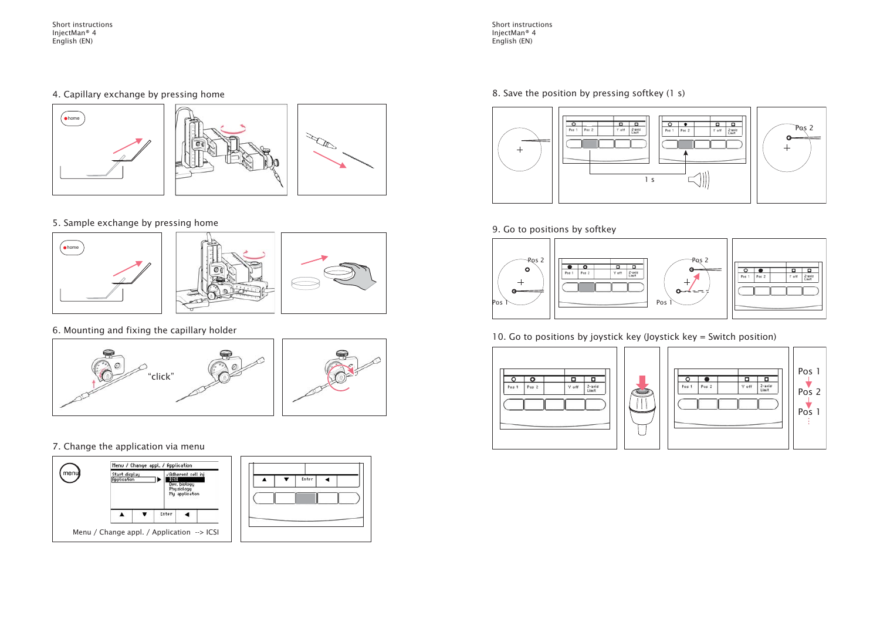## 4. Capillary exchange by pressing home

home

## 5. Sample exchange by pressing home

home

## 6. Mounting and fixing the capillary holder

"click"

## 7. Change the application via menu

menu

Menu / Change appl. / Application

Start display
Application

✓Adherent cell inj
ICSI
Dev. biology
Physiology
My application

▲ ▼ Enter ◀

Menu / Change appl. / Application --> ICSI

▲ ▼ Enter ◀

## 8. Save the position by pressing softkey (1 s)

Pos 1 Pos 2 Y off Z-axis Limit

1 s

Pos 2

## 9. Go to positions by softkey

Pos 2

Pos 1

Pos 1 Pos 2 Y off Z-axis Limit

## 10. Go to positions by joystick key (Joystick key = Switch position)

Pos 1 Pos 2 Y off Z-axis Limit

Pos 1

Pos 2

Pos 1